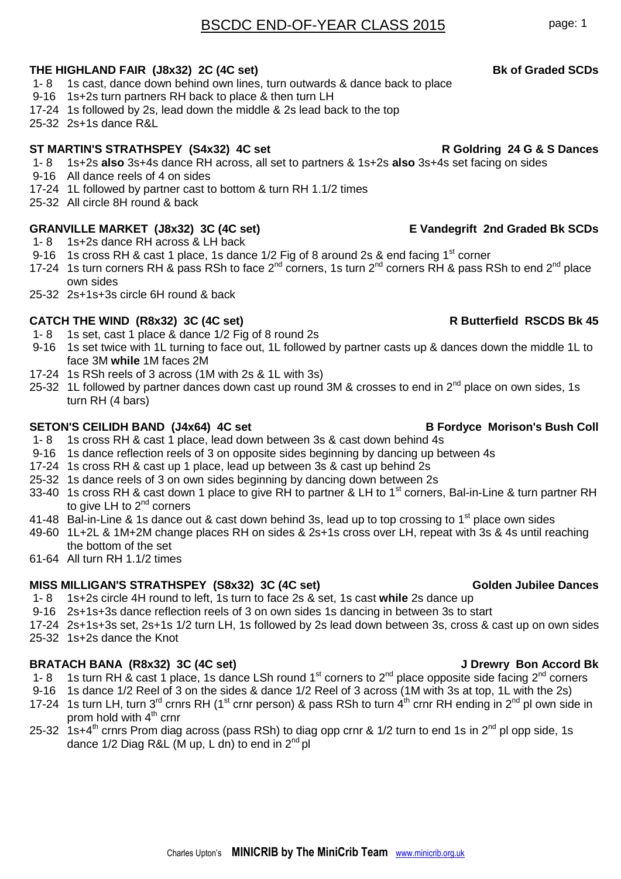# BSCDC END-OF-YEAR CLASS 2015

**THE HIGHLAND FAIR (J8x32) 2C (4C set)** **Bk of Graded SCDs**

- 1- 8 1s cast, dance down behind own lines, turn outwards & dance back to place
- 9-16 1s+2s turn partners RH back to place & then turn LH
- 17-24 1s followed by 2s, lead down the middle & 2s lead back to the top
- 25-32 2s+1s dance R&L

**ST MARTIN'S STRATHSPEY (S4x32) 4C set** **R Goldring 24 G & S Dances**

- 1- 8 1s+2s **also** 3s+4s dance RH across, all set to partners & 1s+2s **also** 3s+4s set facing on sides
- 9-16 All dance reels of 4 on sides
- 17-24 1L followed by partner cast to bottom & turn RH 1.1/2 times
- 25-32 All circle 8H round & back

**GRANVILLE MARKET (J8x32) 3C (4C set)** **E Vandegrift 2nd Graded Bk SCDs**

- 1- 8 1s+2s dance RH across & LH back
- 9-16 1s cross RH & cast 1 place, 1s dance 1/2 Fig of 8 around 2s & end facing 1st corner
- 17-24 1s turn corners RH & pass RSh to face 2nd corners, 1s turn 2nd corners RH & pass RSh to end 2nd place own sides
- 25-32 2s+1s+3s circle 6H round & back

**CATCH THE WIND (R8x32) 3C (4C set)** **R Butterfield RSCDS Bk 45**

- 1- 8 1s set, cast 1 place & dance 1/2 Fig of 8 round 2s
- 9-16 1s set twice with 1L turning to face out, 1L followed by partner casts up & dances down the middle 1L to face 3M **while** 1M faces 2M
- 17-24 1s RSh reels of 3 across (1M with 2s & 1L with 3s)
- 25-32 1L followed by partner dances down cast up round 3M & crosses to end in 2nd place on own sides, 1s turn RH (4 bars)

**SETON'S CEILIDH BAND (J4x64) 4C set** **B Fordyce Morison's Bush Coll**

- 1- 8 1s cross RH & cast 1 place, lead down between 3s & cast down behind 4s
- 9-16 1s dance reflection reels of 3 on opposite sides beginning by dancing up between 4s
- 17-24 1s cross RH & cast up 1 place, lead up between 3s & cast up behind 2s
- 25-32 1s dance reels of 3 on own sides beginning by dancing down between 2s
- 33-40 1s cross RH & cast down 1 place to give RH to partner & LH to 1st corners, Bal-in-Line & turn partner RH to give LH to 2nd corners
- 41-48 Bal-in-Line & 1s dance out & cast down behind 3s, lead up to top crossing to 1st place own sides
- 49-60 1L+2L & 1M+2M change places RH on sides & 2s+1s cross over LH, repeat with 3s & 4s until reaching the bottom of the set
- 61-64 All turn RH 1.1/2 times

**MISS MILLIGAN'S STRATHSPEY (S8x32) 3C (4C set)** **Golden Jubilee Dances**

- 1- 8 1s+2s circle 4H round to left, 1s turn to face 2s & set, 1s cast **while** 2s dance up
- 9-16 2s+1s+3s dance reflection reels of 3 on own sides 1s dancing in between 3s to start
- 17-24 2s+1s+3s set, 2s+1s 1/2 turn LH, 1s followed by 2s lead down between 3s, cross & cast up on own sides
- 25-32 1s+2s dance the Knot

**BRATACH BANA (R8x32) 3C (4C set)** **J Drewry Bon Accord Bk**

- 1- 8 1s turn RH & cast 1 place, 1s dance LSh round 1st corners to 2nd place opposite side facing 2nd corners
- 9-16 1s dance 1/2 Reel of 3 on the sides & dance 1/2 Reel of 3 across (1M with 3s at top, 1L with the 2s)
- 17-24 1s turn LH, turn 3rd crnrs RH (1st crnr person) & pass RSh to turn 4th crnr RH ending in 2nd pl own side in prom hold with 4th crnr
- 25-32 1s+4th crnrs Prom diag across (pass RSh) to diag opp crnr & 1/2 turn to end 1s in 2nd pl opp side, 1s dance 1/2 Diag R&L (M up, L dn) to end in 2nd pl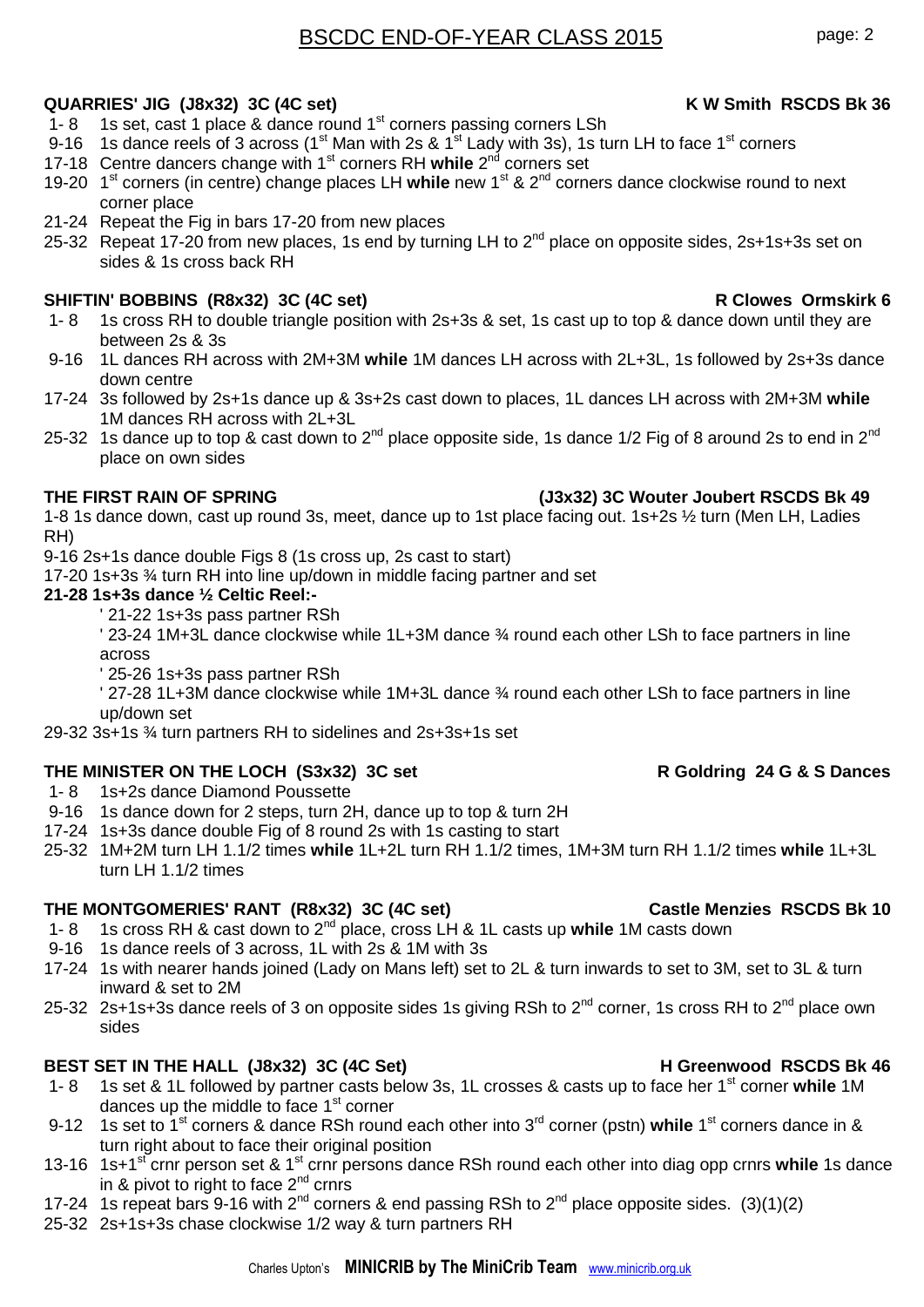# BSCDC END-OF-YEAR CLASS 2015

**QUARRIES' JIG (J8x32) 3C (4C set)** **K W Smith RSCDS Bk 36**

- 1- 8 1s set, cast 1 place & dance round 1st corners passing corners LSh
- 9-16 1s dance reels of 3 across (1st Man with 2s & 1st Lady with 3s), 1s turn LH to face 1st corners
- 17-18 Centre dancers change with 1st corners RH **while** 2nd corners set
- 19-20 1st corners (in centre) change places LH **while** new 1st & 2nd corners dance clockwise round to next corner place
- 21-24 Repeat the Fig in bars 17-20 from new places
- 25-32 Repeat 17-20 from new places, 1s end by turning LH to 2nd place on opposite sides, 2s+1s+3s set on sides & 1s cross back RH

**SHIFTIN' BOBBINS (R8x32) 3C (4C set)** **R Clowes Ormskirk 6**

- 1- 8 1s cross RH to double triangle position with 2s+3s & set, 1s cast up to top & dance down until they are between 2s & 3s
- 9-16 1L dances RH across with 2M+3M **while** 1M dances LH across with 2L+3L, 1s followed by 2s+3s dance down centre
- 17-24 3s followed by 2s+1s dance up & 3s+2s cast down to places, 1L dances LH across with 2M+3M **while** 1M dances RH across with 2L+3L
- 25-32 1s dance up to top & cast down to 2nd place opposite side, 1s dance 1/2 Fig of 8 around 2s to end in 2nd place on own sides

**THE FIRST RAIN OF SPRING** **(J3x32) 3C Wouter Joubert RSCDS Bk 49**

1-8 1s dance down, cast up round 3s, meet, dance up to 1st place facing out. 1s+2s ½ turn (Men LH, Ladies RH)

9-16 2s+1s dance double Figs 8 (1s cross up, 2s cast to start)

17-20 1s+3s ¾ turn RH into line up/down in middle facing partner and set

**21-28 1s+3s dance ½ Celtic Reel:-**

' 21-22 1s+3s pass partner RSh

' 23-24 1M+3L dance clockwise while 1L+3M dance ¾ round each other LSh to face partners in line across

' 25-26 1s+3s pass partner RSh

' 27-28 1L+3M dance clockwise while 1M+3L dance ¾ round each other LSh to face partners in line up/down set

29-32 3s+1s ¾ turn partners RH to sidelines and 2s+3s+1s set

**THE MINISTER ON THE LOCH (S3x32) 3C set** **R Goldring 24 G & S Dances**

- 1- 8 1s+2s dance Diamond Poussette
- 9-16 1s dance down for 2 steps, turn 2H, dance up to top & turn 2H
- 17-24 1s+3s dance double Fig of 8 round 2s with 1s casting to start
- 25-32 1M+2M turn LH 1.1/2 times **while** 1L+2L turn RH 1.1/2 times, 1M+3M turn RH 1.1/2 times **while** 1L+3L turn LH 1.1/2 times

**THE MONTGOMERIES' RANT (R8x32) 3C (4C set)** **Castle Menzies RSCDS Bk 10**

- 1- 8 1s cross RH & cast down to 2nd place, cross LH & 1L casts up **while** 1M casts down
- 9-16 1s dance reels of 3 across, 1L with 2s & 1M with 3s
- 17-24 1s with nearer hands joined (Lady on Mans left) set to 2L & turn inwards to set to 3M, set to 3L & turn inward & set to 2M
- 25-32 2s+1s+3s dance reels of 3 on opposite sides 1s giving RSh to 2nd corner, 1s cross RH to 2nd place own sides

**BEST SET IN THE HALL (J8x32) 3C (4C Set)** **H Greenwood RSCDS Bk 46**

- 1- 8 1s set & 1L followed by partner casts below 3s, 1L crosses & casts up to face her 1st corner **while** 1M dances up the middle to face 1st corner
- 9-12 1s set to 1st corners & dance RSh round each other into 3rd corner (pstn) **while** 1st corners dance in & turn right about to face their original position
- 13-16 1s+1st crnr person set & 1st crnr persons dance RSh round each other into diag opp crnrs **while** 1s dance in & pivot to right to face 2nd crnrs
- 17-24 1s repeat bars 9-16 with 2nd corners & end passing RSh to 2nd place opposite sides. (3)(1)(2)
- 25-32 2s+1s+3s chase clockwise 1/2 way & turn partners RH

Charles Upton's **MINICRIB by The MiniCrib Team** www.minicrib.org.uk